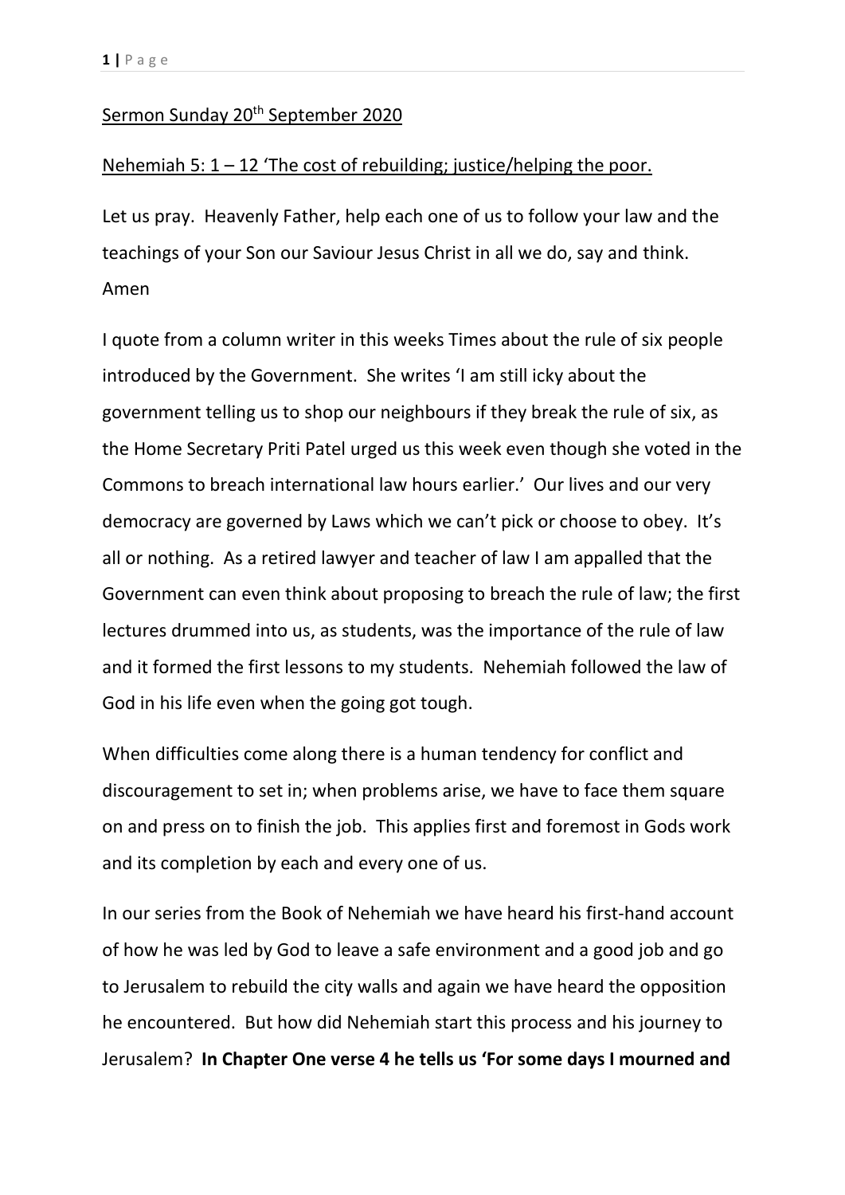<u>Sermon Sunday 20th September 2020</u>

<u>Nehemiah 5: 1 – 12 'The cost of rebuilding; justice/helping the poor.</u>

Let us pray. Heavenly Father, help each one of us to follow your law and the teachings of your Son our Saviour Jesus Christ in all we do, say and think. Amen

I quote from a column writer in this weeks Times about the rule of six people introduced by the Government. She writes 'I am still icky about the government telling us to shop our neighbours if they break the rule of six, as the Home Secretary Priti Patel urged us this week even though she voted in the Commons to breach international law hours earlier.' Our lives and our very democracy are governed by Laws which we can't pick or choose to obey. It's all or nothing. As a retired lawyer and teacher of law I am appalled that the Government can even think about proposing to breach the rule of law; the first lectures drummed into us, as students, was the importance of the rule of law and it formed the first lessons to my students. Nehemiah followed the law of God in his life even when the going got tough.

When difficulties come along there is a human tendency for conflict and discouragement to set in; when problems arise, we have to face them square on and press on to finish the job. This applies first and foremost in Gods work and its completion by each and every one of us.

In our series from the Book of Nehemiah we have heard his first-hand account of how he was led by God to leave a safe environment and a good job and go to Jerusalem to rebuild the city walls and again we have heard the opposition he encountered. But how did Nehemiah start this process and his journey to Jerusalem? **In Chapter One verse 4 he tells us 'For some days I mourned and**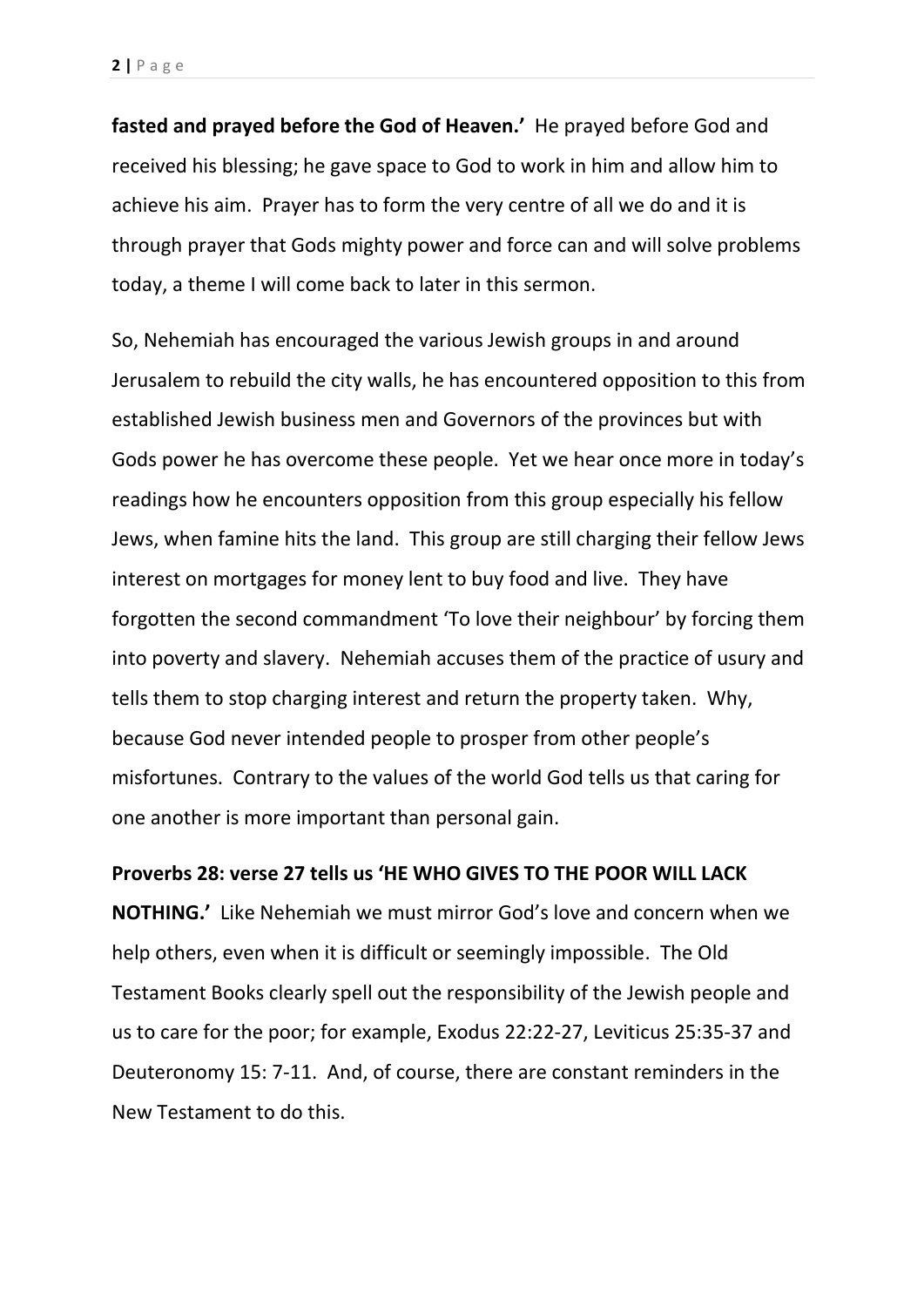**fasted and prayed before the God of Heaven.'** He prayed before God and received his blessing; he gave space to God to work in him and allow him to achieve his aim. Prayer has to form the very centre of all we do and it is through prayer that Gods mighty power and force can and will solve problems today, a theme I will come back to later in this sermon.

So, Nehemiah has encouraged the various Jewish groups in and around Jerusalem to rebuild the city walls, he has encountered opposition to this from established Jewish business men and Governors of the provinces but with Gods power he has overcome these people. Yet we hear once more in today's readings how he encounters opposition from this group especially his fellow Jews, when famine hits the land. This group are still charging their fellow Jews interest on mortgages for money lent to buy food and live. They have forgotten the second commandment 'To love their neighbour' by forcing them into poverty and slavery. Nehemiah accuses them of the practice of usury and tells them to stop charging interest and return the property taken. Why, because God never intended people to prosper from other people's misfortunes. Contrary to the values of the world God tells us that caring for one another is more important than personal gain.

**Proverbs 28: verse 27 tells us 'HE WHO GIVES TO THE POOR WILL LACK NOTHING.'** Like Nehemiah we must mirror God's love and concern when we help others, even when it is difficult or seemingly impossible. The Old Testament Books clearly spell out the responsibility of the Jewish people and us to care for the poor; for example, Exodus 22:22-27, Leviticus 25:35-37 and Deuteronomy 15: 7-11. And, of course, there are constant reminders in the New Testament to do this.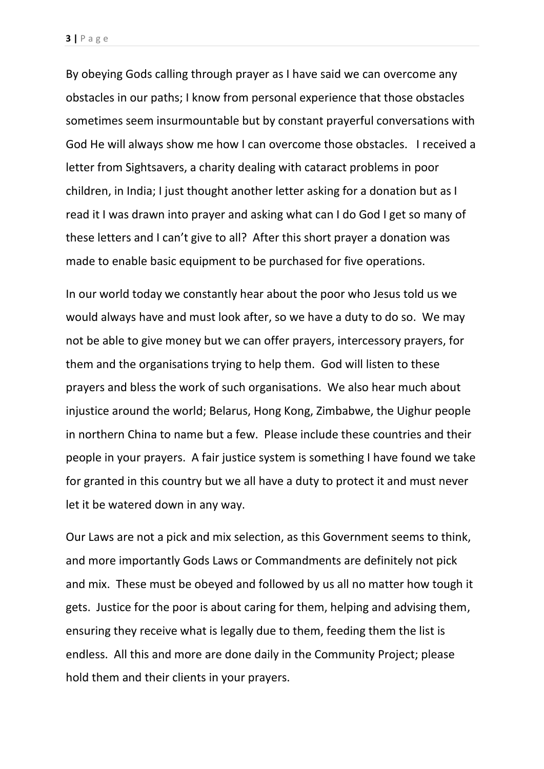By obeying Gods calling through prayer as I have said we can overcome any obstacles in our paths; I know from personal experience that those obstacles sometimes seem insurmountable but by constant prayerful conversations with God He will always show me how I can overcome those obstacles.  I received a letter from Sightsavers, a charity dealing with cataract problems in poor children, in India; I just thought another letter asking for a donation but as I read it I was drawn into prayer and asking what can I do God I get so many of these letters and I can't give to all?  After this short prayer a donation was made to enable basic equipment to be purchased for five operations.

In our world today we constantly hear about the poor who Jesus told us we would always have and must look after, so we have a duty to do so.  We may not be able to give money but we can offer prayers, intercessory prayers, for them and the organisations trying to help them.  God will listen to these prayers and bless the work of such organisations.  We also hear much about injustice around the world; Belarus, Hong Kong, Zimbabwe, the Uighur people in northern China to name but a few.  Please include these countries and their people in your prayers.  A fair justice system is something I have found we take for granted in this country but we all have a duty to protect it and must never let it be watered down in any way.

Our Laws are not a pick and mix selection, as this Government seems to think, and more importantly Gods Laws or Commandments are definitely not pick and mix.  These must be obeyed and followed by us all no matter how tough it gets.  Justice for the poor is about caring for them, helping and advising them, ensuring they receive what is legally due to them, feeding them the list is endless.  All this and more are done daily in the Community Project; please hold them and their clients in your prayers.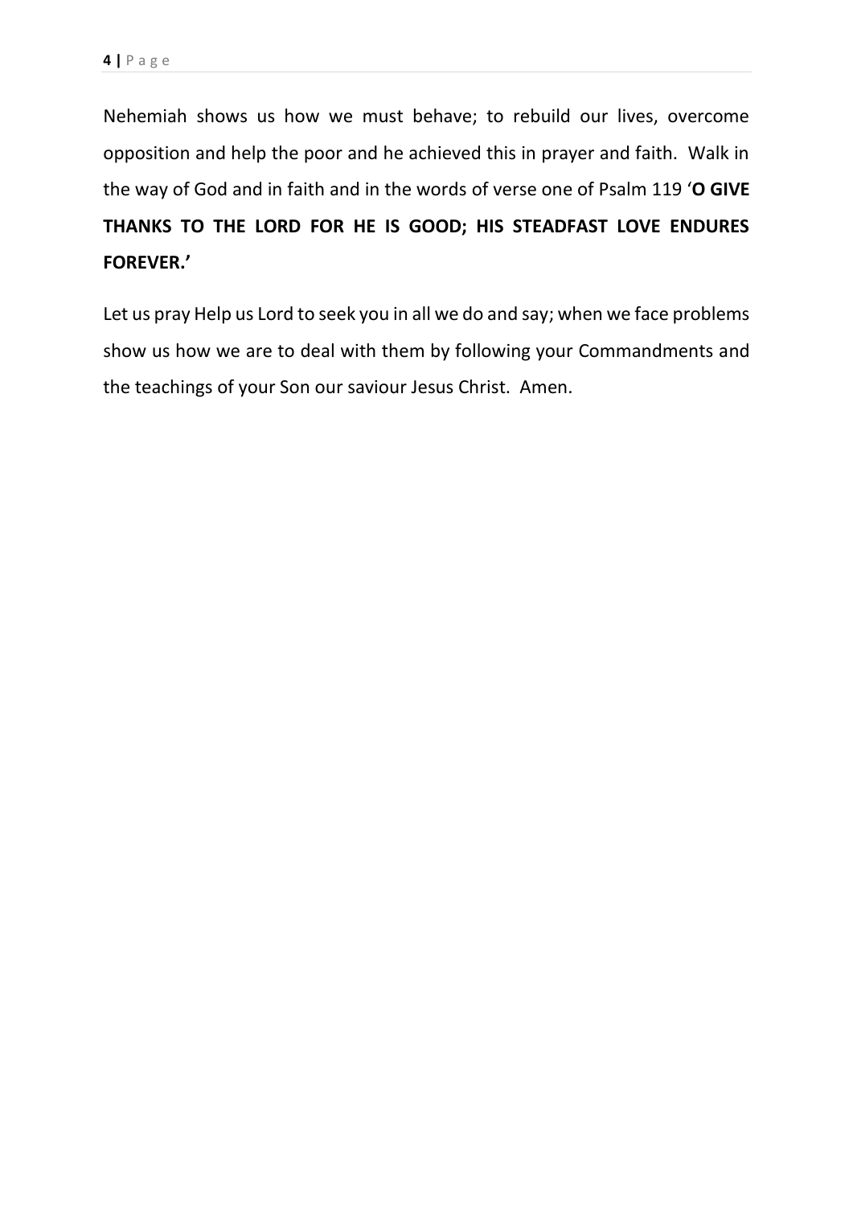Nehemiah shows us how we must behave; to rebuild our lives, overcome opposition and help the poor and he achieved this in prayer and faith. Walk in the way of God and in faith and in the words of verse one of Psalm 119 '**O GIVE THANKS TO THE LORD FOR HE IS GOOD; HIS STEADFAST LOVE ENDURES FOREVER.'**

Let us pray Help us Lord to seek you in all we do and say; when we face problems show us how we are to deal with them by following your Commandments and the teachings of your Son our saviour Jesus Christ. Amen.